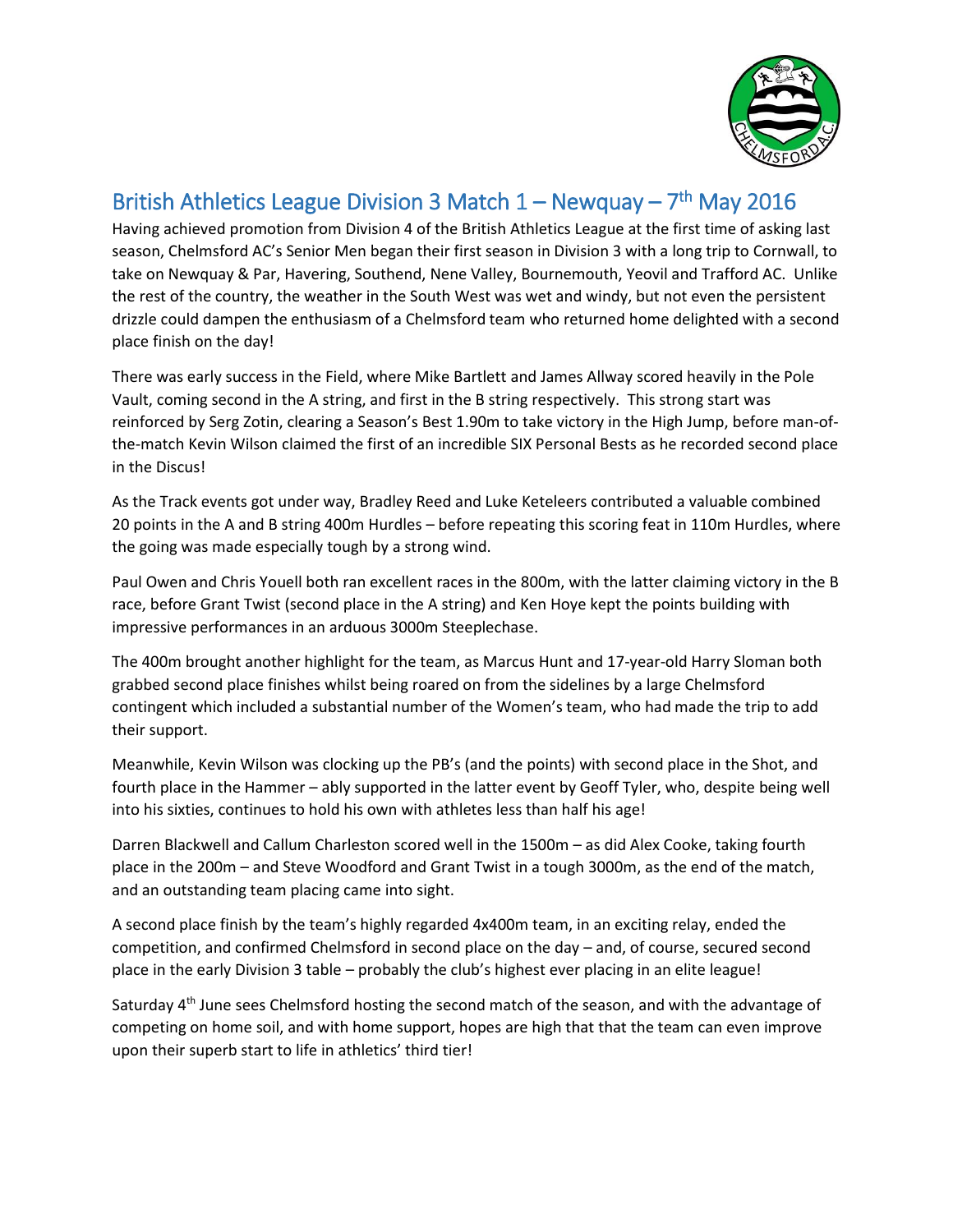# British Athletics League Division 3 Match 1 – Newquay – 7th May 2016

Having achieved promotion from Division 4 of the British Athletics League at the first time of asking last season, Chelmsford AC's Senior Men began their first season in Division 3 with a long trip to Cornwall, to take on Newquay & Par, Havering, Southend, Nene Valley, Bournemouth, Yeovil and Trafford AC. Unlike the rest of the country, the weather in the South West was wet and windy, but not even the persistent drizzle could dampen the enthusiasm of a Chelmsford team who returned home delighted with a second place finish on the day!

There was early success in the Field, where Mike Bartlett and James Allway scored heavily in the Pole Vault, coming second in the A string, and first in the B string respectively. This strong start was reinforced by Serg Zotin, clearing a Season's Best 1.90m to take victory in the High Jump, before man-of-the-match Kevin Wilson claimed the first of an incredible SIX Personal Bests as he recorded second place in the Discus!

As the Track events got under way, Bradley Reed and Luke Keteleers contributed a valuable combined 20 points in the A and B string 400m Hurdles – before repeating this scoring feat in 110m Hurdles, where the going was made especially tough by a strong wind.

Paul Owen and Chris Youell both ran excellent races in the 800m, with the latter claiming victory in the B race, before Grant Twist (second place in the A string) and Ken Hoye kept the points building with impressive performances in an arduous 3000m Steeplechase.

The 400m brought another highlight for the team, as Marcus Hunt and 17-year-old Harry Sloman both grabbed second place finishes whilst being roared on from the sidelines by a large Chelmsford contingent which included a substantial number of the Women's team, who had made the trip to add their support.

Meanwhile, Kevin Wilson was clocking up the PB's (and the points) with second place in the Shot, and fourth place in the Hammer – ably supported in the latter event by Geoff Tyler, who, despite being well into his sixties, continues to hold his own with athletes less than half his age!

Darren Blackwell and Callum Charleston scored well in the 1500m – as did Alex Cooke, taking fourth place in the 200m – and Steve Woodford and Grant Twist in a tough 3000m, as the end of the match, and an outstanding team placing came into sight.

A second place finish by the team's highly regarded 4x400m team, in an exciting relay, ended the competition, and confirmed Chelmsford in second place on the day – and, of course, secured second place in the early Division 3 table – probably the club's highest ever placing in an elite league!

Saturday 4th June sees Chelmsford hosting the second match of the season, and with the advantage of competing on home soil, and with home support, hopes are high that that the team can even improve upon their superb start to life in athletics' third tier!